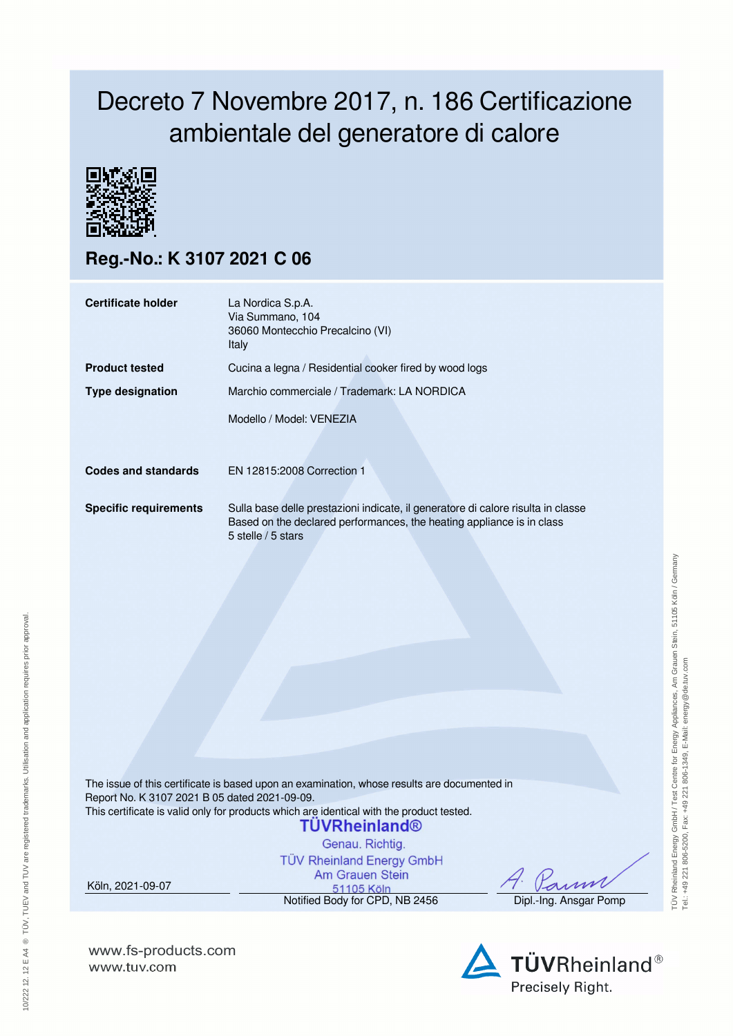# Decreto 7 Novembre 2017, n. 186 Certificazione ambientale del generatore di calore

## Reg.-No.: K 3107 2021 C 06

| | |
|---|---|
| **Certificate holder** | La Nordica S.p.A.<br>Via Summano, 104<br>36060 Montecchio Precalcino (VI)<br>Italy |
| **Product tested** | Cucina a legna / Residential cooker fired by wood logs |
| **Type designation** | Marchio commerciale / Trademark: LA NORDICA<br><br>Modello / Model: VENEZIA |
| **Codes and standards** | EN 12815:2008 Correction 1 |
| **Specific requirements** | Sulla base delle prestazioni indicate, il generatore di calore risulta in classe<br>Based on the declared performances, the heating appliance is in class<br>5 stelle / 5 stars |

The issue of this certificate is based upon an examination, whose results are documented in Report No. K 3107 2021 B 05 dated 2021-09-09.
This certificate is valid only for products which are identical with the product tested.

TÜVRheinland®
Genau. Richtig.
TÜV Rheinland Energy GmbH
Am Grauen Stein
51105 Köln

Köln, 2021-09-07

Notified Body for CPD, NB 2456

Dipl.-Ing. Ansgar Pomp

TÜV Rheinland Energy GmbH / Test Centre for Energy Appliances, Am Grauen Stein, 51105 Köln / Germany
Tel.: +49 221 806-5200, Fax: +49 221 806-1349, E-Mail: energy@de.tuv.com

10/222 12. 12 E A4 ® TÜV, TUEV and TUV are registered trademarks. Utilisation and application requires prior approval.

www.fs-products.com
www.tuv.com

TÜVRheinland®
Precisely Right.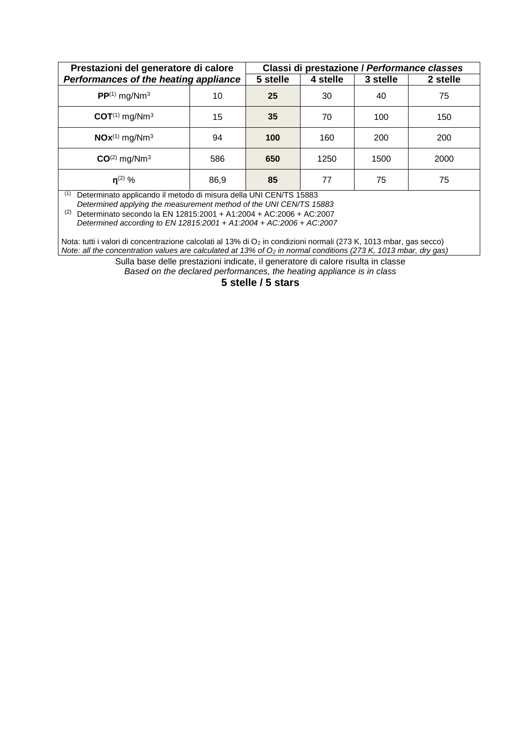| **Prestazioni del generatore di calore** ***Performances of the heating appliance*** | | **Classi di prestazione / *Performance classes*** | | | |
|---|---|---|---|---|---|
| | | **5 stelle** | **4 stelle** | **3 stelle** | **2 stelle** |
| **PP**[1] mg/Nm$^3$ | 10 | **25** | 30 | 40 | 75 |
| **COT**[1] mg/Nm$^3$ | 15 | **35** | 70 | 100 | 150 |
| **NOx**[1] mg/Nm$^3$ | 94 | **100** | 160 | 200 | 200 |
| **CO**[2] mg/Nm$^3$ | 586 | **650** | 1250 | 1500 | 2000 |
| **η**[2] % | 86,9 | **85** | 77 | 75 | 75 |

[1] Determinato applicando il metodo di misura della UNI CEN/TS 15883
*Determined applying the measurement method of the UNI CEN/TS 15883*

[2] Determinato secondo la EN 12815:2001 + A1:2004 + AC:2006 + AC:2007
*Determined according to EN 12815:2001 + A1:2004 + AC:2006 + AC:2007*

Nota: tutti i valori di concentrazione calcolati al 13% di $O_2$ in condizioni normali (273 K, 1013 mbar, gas secco)
*Note: all the concentration values are calculated at 13% of $O_2$ in normal conditions (273 K, 1013 mbar, dry gas)*

Sulla base delle prestazioni indicate, il generatore di calore risulta in classe
*Based on the declared performances, the heating appliance is in class*

**5 stelle / 5 stars**